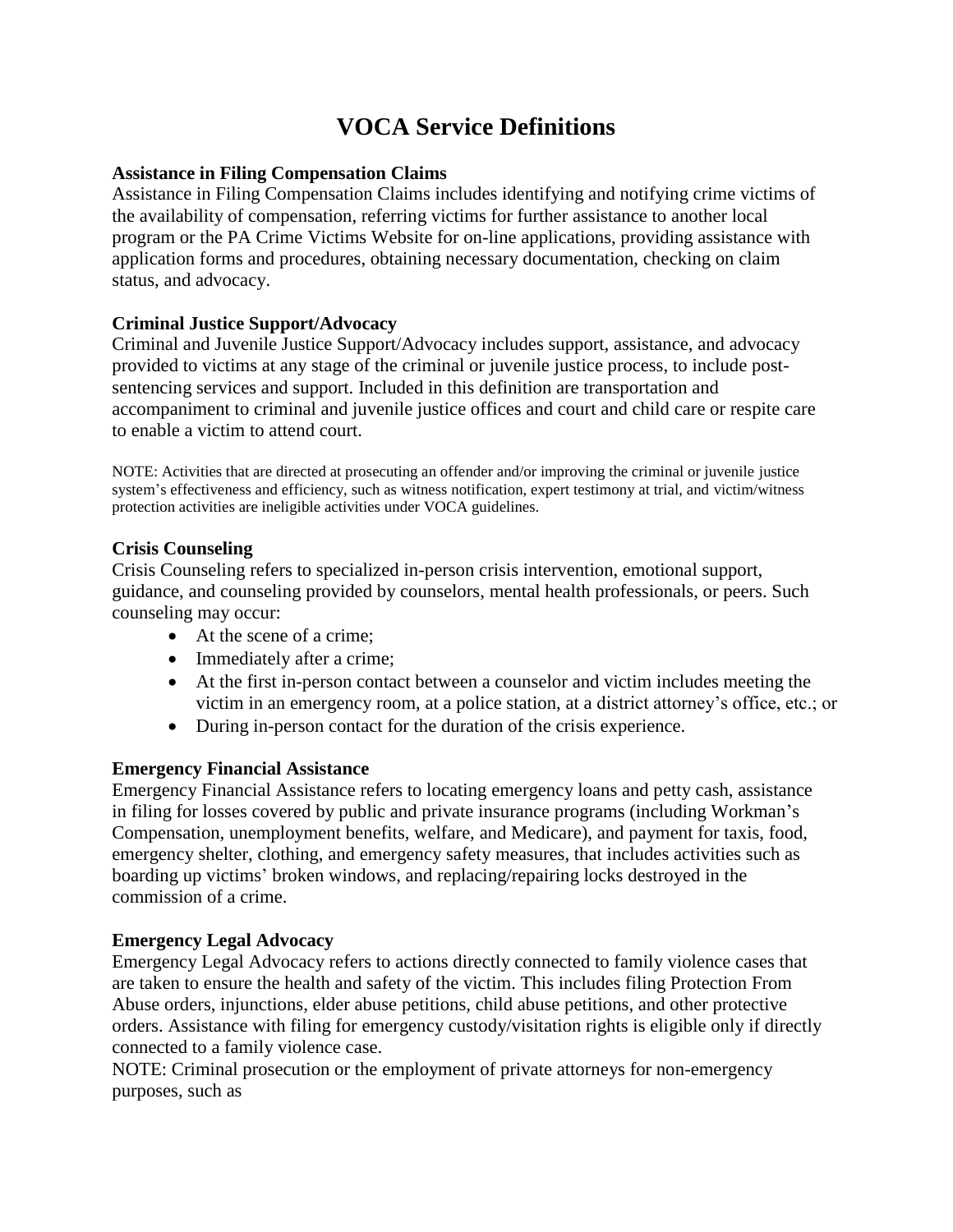# VOCA Service Definitions

**Assistance in Filing Compensation Claims**

Assistance in Filing Compensation Claims includes identifying and notifying crime victims of the availability of compensation, referring victims for further assistance to another local program or the PA Crime Victims Website for on-line applications, providing assistance with application forms and procedures, obtaining necessary documentation, checking on claim status, and advocacy.

**Criminal Justice Support/Advocacy**

Criminal and Juvenile Justice Support/Advocacy includes support, assistance, and advocacy provided to victims at any stage of the criminal or juvenile justice process, to include post-sentencing services and support. Included in this definition are transportation and accompaniment to criminal and juvenile justice offices and court and child care or respite care to enable a victim to attend court.

NOTE: Activities that are directed at prosecuting an offender and/or improving the criminal or juvenile justice system's effectiveness and efficiency, such as witness notification, expert testimony at trial, and victim/witness protection activities are ineligible activities under VOCA guidelines.

**Crisis Counseling**

Crisis Counseling refers to specialized in-person crisis intervention, emotional support, guidance, and counseling provided by counselors, mental health professionals, or peers. Such counseling may occur:

- At the scene of a crime;
- Immediately after a crime;
- At the first in-person contact between a counselor and victim includes meeting the victim in an emergency room, at a police station, at a district attorney's office, etc.; or
- During in-person contact for the duration of the crisis experience.

**Emergency Financial Assistance**

Emergency Financial Assistance refers to locating emergency loans and petty cash, assistance in filing for losses covered by public and private insurance programs (including Workman's Compensation, unemployment benefits, welfare, and Medicare), and payment for taxis, food, emergency shelter, clothing, and emergency safety measures, that includes activities such as boarding up victims' broken windows, and replacing/repairing locks destroyed in the commission of a crime.

**Emergency Legal Advocacy**

Emergency Legal Advocacy refers to actions directly connected to family violence cases that are taken to ensure the health and safety of the victim. This includes filing Protection From Abuse orders, injunctions, elder abuse petitions, child abuse petitions, and other protective orders. Assistance with filing for emergency custody/visitation rights is eligible only if directly connected to a family violence case.

NOTE: Criminal prosecution or the employment of private attorneys for non-emergency purposes, such as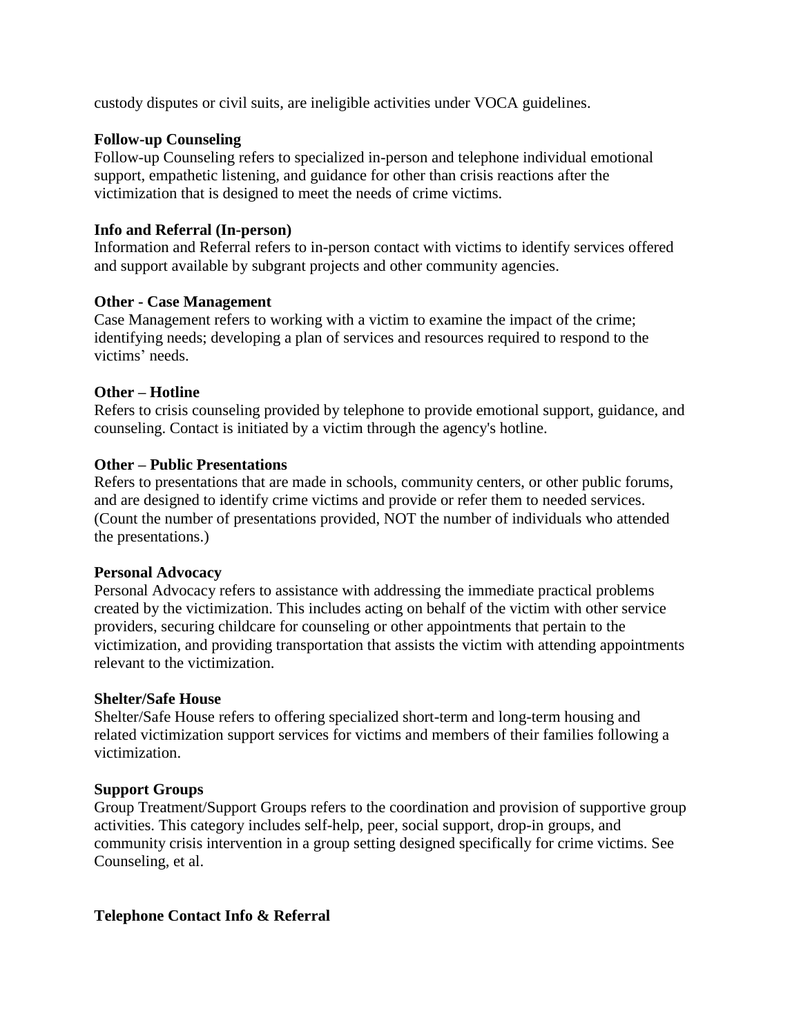custody disputes or civil suits, are ineligible activities under VOCA guidelines.

**Follow-up Counseling**
Follow-up Counseling refers to specialized in-person and telephone individual emotional support, empathetic listening, and guidance for other than crisis reactions after the victimization that is designed to meet the needs of crime victims.

**Info and Referral (In-person)**
Information and Referral refers to in-person contact with victims to identify services offered and support available by subgrant projects and other community agencies.

**Other - Case Management**
Case Management refers to working with a victim to examine the impact of the crime; identifying needs; developing a plan of services and resources required to respond to the victims' needs.

**Other – Hotline**
Refers to crisis counseling provided by telephone to provide emotional support, guidance, and counseling. Contact is initiated by a victim through the agency's hotline.

**Other – Public Presentations**
Refers to presentations that are made in schools, community centers, or other public forums, and are designed to identify crime victims and provide or refer them to needed services. (Count the number of presentations provided, NOT the number of individuals who attended the presentations.)

**Personal Advocacy**
Personal Advocacy refers to assistance with addressing the immediate practical problems created by the victimization. This includes acting on behalf of the victim with other service providers, securing childcare for counseling or other appointments that pertain to the victimization, and providing transportation that assists the victim with attending appointments relevant to the victimization.

**Shelter/Safe House**
Shelter/Safe House refers to offering specialized short-term and long-term housing and related victimization support services for victims and members of their families following a victimization.

**Support Groups**
Group Treatment/Support Groups refers to the coordination and provision of supportive group activities. This category includes self-help, peer, social support, drop-in groups, and community crisis intervention in a group setting designed specifically for crime victims. See Counseling, et al.

**Telephone Contact Info & Referral**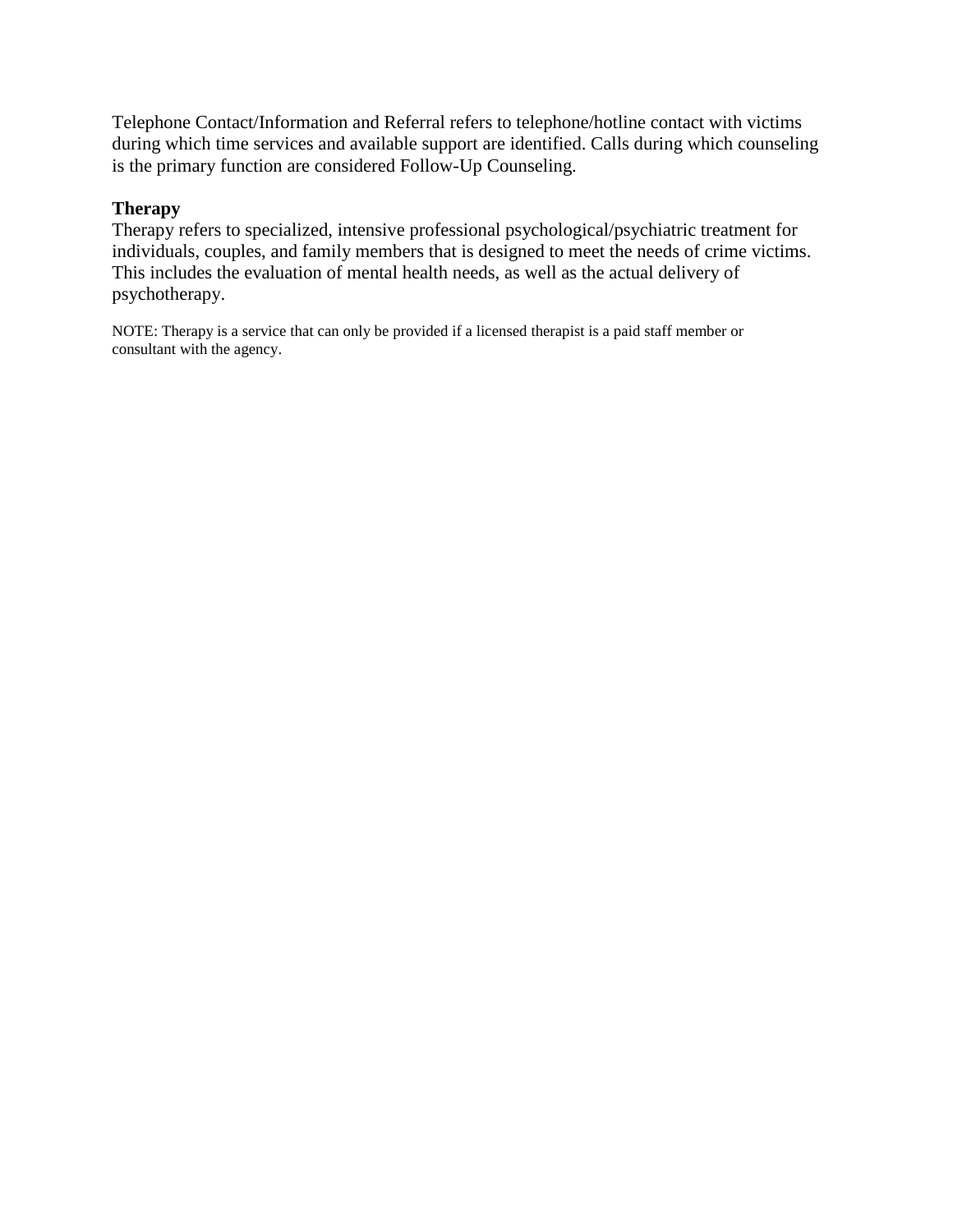Telephone Contact/Information and Referral refers to telephone/hotline contact with victims during which time services and available support are identified. Calls during which counseling is the primary function are considered Follow-Up Counseling.

**Therapy**

Therapy refers to specialized, intensive professional psychological/psychiatric treatment for individuals, couples, and family members that is designed to meet the needs of crime victims. This includes the evaluation of mental health needs, as well as the actual delivery of psychotherapy.

NOTE: Therapy is a service that can only be provided if a licensed therapist is a paid staff member or consultant with the agency.